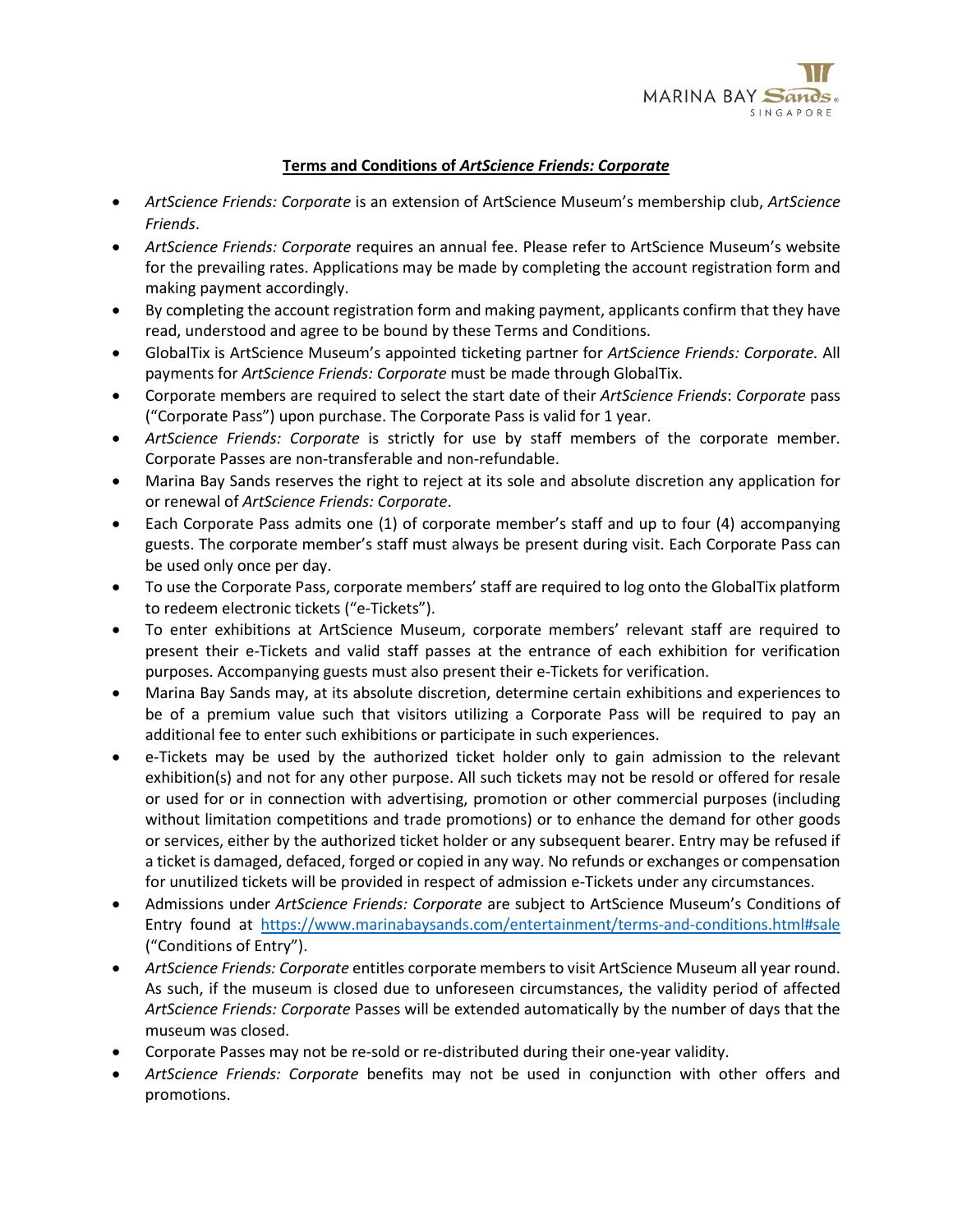**Terms and Conditions of *ArtScience Friends: Corporate***

- *ArtScience Friends: Corporate* is an extension of ArtScience Museum's membership club, *ArtScience Friends*.
- *ArtScience Friends: Corporate* requires an annual fee. Please refer to ArtScience Museum's website for the prevailing rates. Applications may be made by completing the account registration form and making payment accordingly.
- By completing the account registration form and making payment, applicants confirm that they have read, understood and agree to be bound by these Terms and Conditions.
- GlobalTix is ArtScience Museum's appointed ticketing partner for *ArtScience Friends: Corporate.* All payments for *ArtScience Friends: Corporate* must be made through GlobalTix.
- Corporate members are required to select the start date of their *ArtScience Friends*: *Corporate* pass ("Corporate Pass") upon purchase. The Corporate Pass is valid for 1 year.
- *ArtScience Friends: Corporate* is strictly for use by staff members of the corporate member. Corporate Passes are non-transferable and non-refundable.
- Marina Bay Sands reserves the right to reject at its sole and absolute discretion any application for or renewal of *ArtScience Friends: Corporate*.
- Each Corporate Pass admits one (1) of corporate member's staff and up to four (4) accompanying guests. The corporate member's staff must always be present during visit. Each Corporate Pass can be used only once per day.
- To use the Corporate Pass, corporate members' staff are required to log onto the GlobalTix platform to redeem electronic tickets ("e-Tickets").
- To enter exhibitions at ArtScience Museum, corporate members' relevant staff are required to present their e-Tickets and valid staff passes at the entrance of each exhibition for verification purposes. Accompanying guests must also present their e-Tickets for verification.
- Marina Bay Sands may, at its absolute discretion, determine certain exhibitions and experiences to be of a premium value such that visitors utilizing a Corporate Pass will be required to pay an additional fee to enter such exhibitions or participate in such experiences.
- e-Tickets may be used by the authorized ticket holder only to gain admission to the relevant exhibition(s) and not for any other purpose. All such tickets may not be resold or offered for resale or used for or in connection with advertising, promotion or other commercial purposes (including without limitation competitions and trade promotions) or to enhance the demand for other goods or services, either by the authorized ticket holder or any subsequent bearer. Entry may be refused if a ticket is damaged, defaced, forged or copied in any way. No refunds or exchanges or compensation for unutilized tickets will be provided in respect of admission e-Tickets under any circumstances.
- Admissions under *ArtScience Friends: Corporate* are subject to ArtScience Museum's Conditions of Entry found at [https://www.marinabaysands.com/entertainment/terms-and-conditions.html#sale](https://www.marinabaysands.com/entertainment/terms-and-conditions.html#sale) ("Conditions of Entry").
- *ArtScience Friends: Corporate* entitles corporate members to visit ArtScience Museum all year round. As such, if the museum is closed due to unforeseen circumstances, the validity period of affected *ArtScience Friends: Corporate* Passes will be extended automatically by the number of days that the museum was closed.
- Corporate Passes may not be re-sold or re-distributed during their one-year validity.
- *ArtScience Friends: Corporate* benefits may not be used in conjunction with other offers and promotions.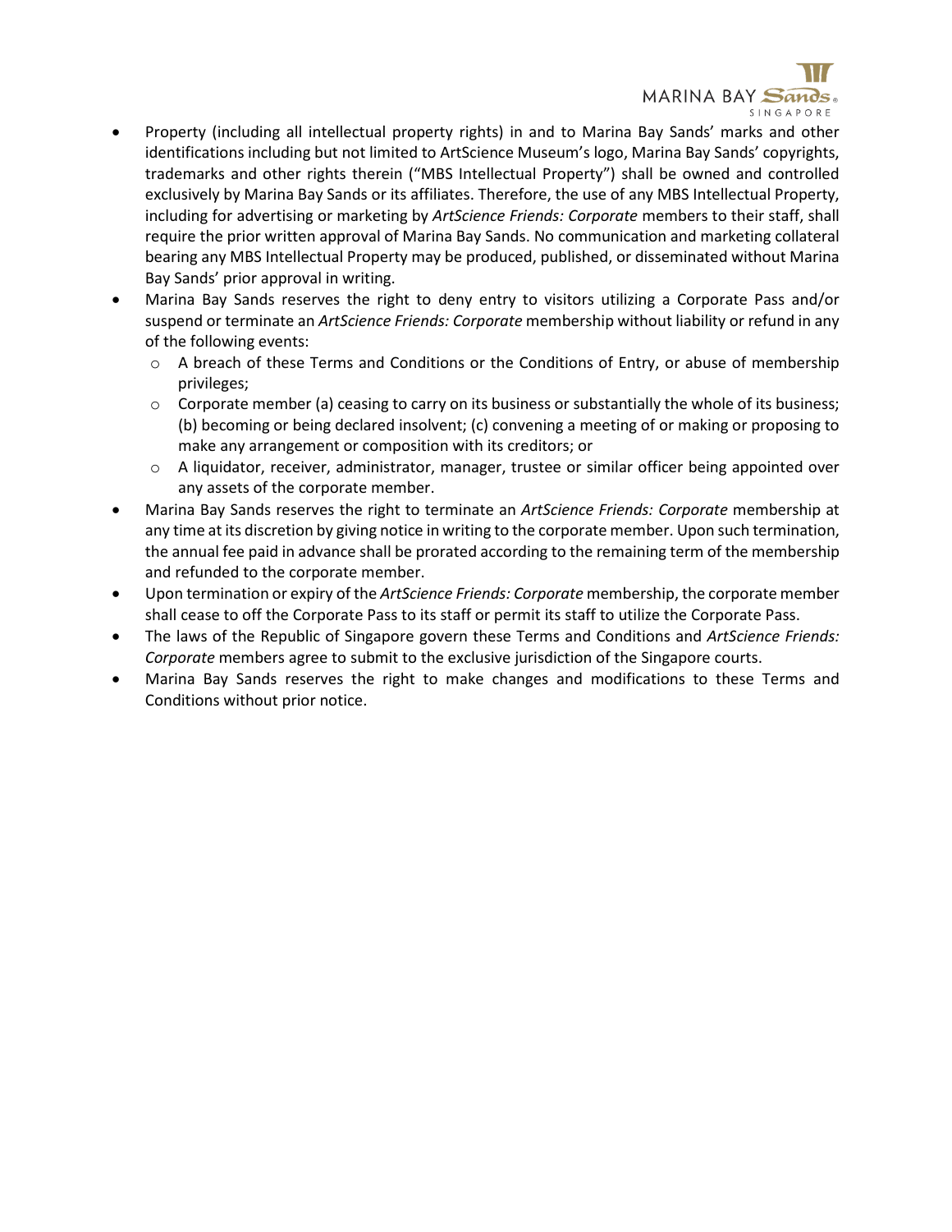- Property (including all intellectual property rights) in and to Marina Bay Sands' marks and other identifications including but not limited to ArtScience Museum's logo, Marina Bay Sands' copyrights, trademarks and other rights therein ("MBS Intellectual Property") shall be owned and controlled exclusively by Marina Bay Sands or its affiliates. Therefore, the use of any MBS Intellectual Property, including for advertising or marketing by *ArtScience Friends: Corporate* members to their staff, shall require the prior written approval of Marina Bay Sands. No communication and marketing collateral bearing any MBS Intellectual Property may be produced, published, or disseminated without Marina Bay Sands' prior approval in writing.
- Marina Bay Sands reserves the right to deny entry to visitors utilizing a Corporate Pass and/or suspend or terminate an *ArtScience Friends: Corporate* membership without liability or refund in any of the following events:
  - A breach of these Terms and Conditions or the Conditions of Entry, or abuse of membership privileges;
  - Corporate member (a) ceasing to carry on its business or substantially the whole of its business; (b) becoming or being declared insolvent; (c) convening a meeting of or making or proposing to make any arrangement or composition with its creditors; or
  - A liquidator, receiver, administrator, manager, trustee or similar officer being appointed over any assets of the corporate member.
- Marina Bay Sands reserves the right to terminate an *ArtScience Friends: Corporate* membership at any time at its discretion by giving notice in writing to the corporate member. Upon such termination, the annual fee paid in advance shall be prorated according to the remaining term of the membership and refunded to the corporate member.
- Upon termination or expiry of the *ArtScience Friends: Corporate* membership, the corporate member shall cease to off the Corporate Pass to its staff or permit its staff to utilize the Corporate Pass.
- The laws of the Republic of Singapore govern these Terms and Conditions and *ArtScience Friends: Corporate* members agree to submit to the exclusive jurisdiction of the Singapore courts.
- Marina Bay Sands reserves the right to make changes and modifications to these Terms and Conditions without prior notice.